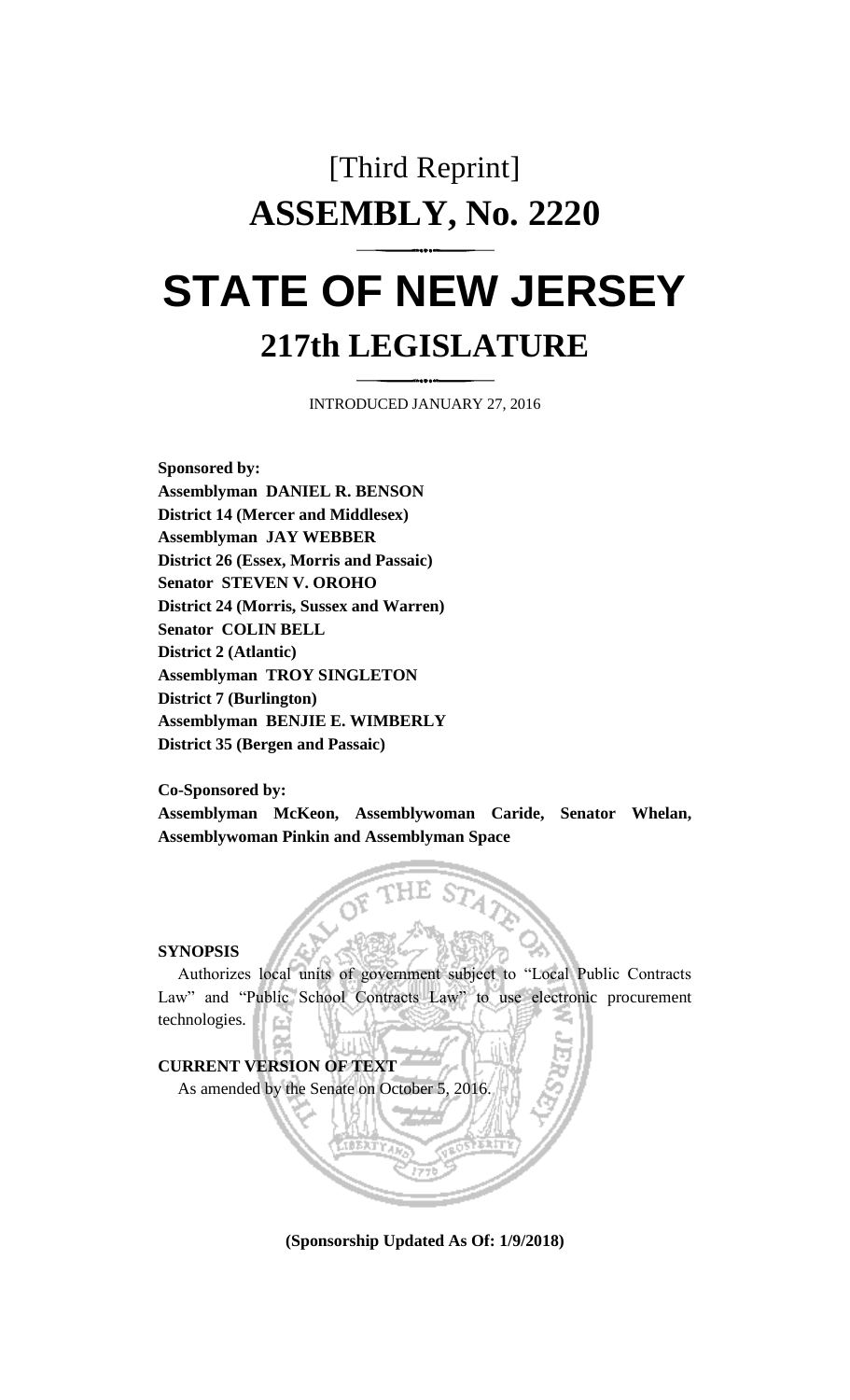# [Third Reprint]

# ASSEMBLY, No. 2220

# STATE OF NEW JERSEY

## 217th LEGISLATURE

INTRODUCED JANUARY 27, 2016

**Sponsored by:**
**Assemblyman DANIEL R. BENSON**
**District 14 (Mercer and Middlesex)**
**Assemblyman JAY WEBBER**
**District 26 (Essex, Morris and Passaic)**
**Senator STEVEN V. OROHO**
**District 24 (Morris, Sussex and Warren)**
**Senator COLIN BELL**
**District 2 (Atlantic)**
**Assemblyman TROY SINGLETON**
**District 7 (Burlington)**
**Assemblyman BENJIE E. WIMBERLY**
**District 35 (Bergen and Passaic)**

**Co-Sponsored by:**
**Assemblyman McKeon, Assemblywoman Caride, Senator Whelan, Assemblywoman Pinkin and Assemblyman Space**

**SYNOPSIS**

Authorizes local units of government subject to "Local Public Contracts Law" and "Public School Contracts Law" to use electronic procurement technologies.

**CURRENT VERSION OF TEXT**

As amended by the Senate on October 5, 2016.

**(Sponsorship Updated As Of: 1/9/2018)**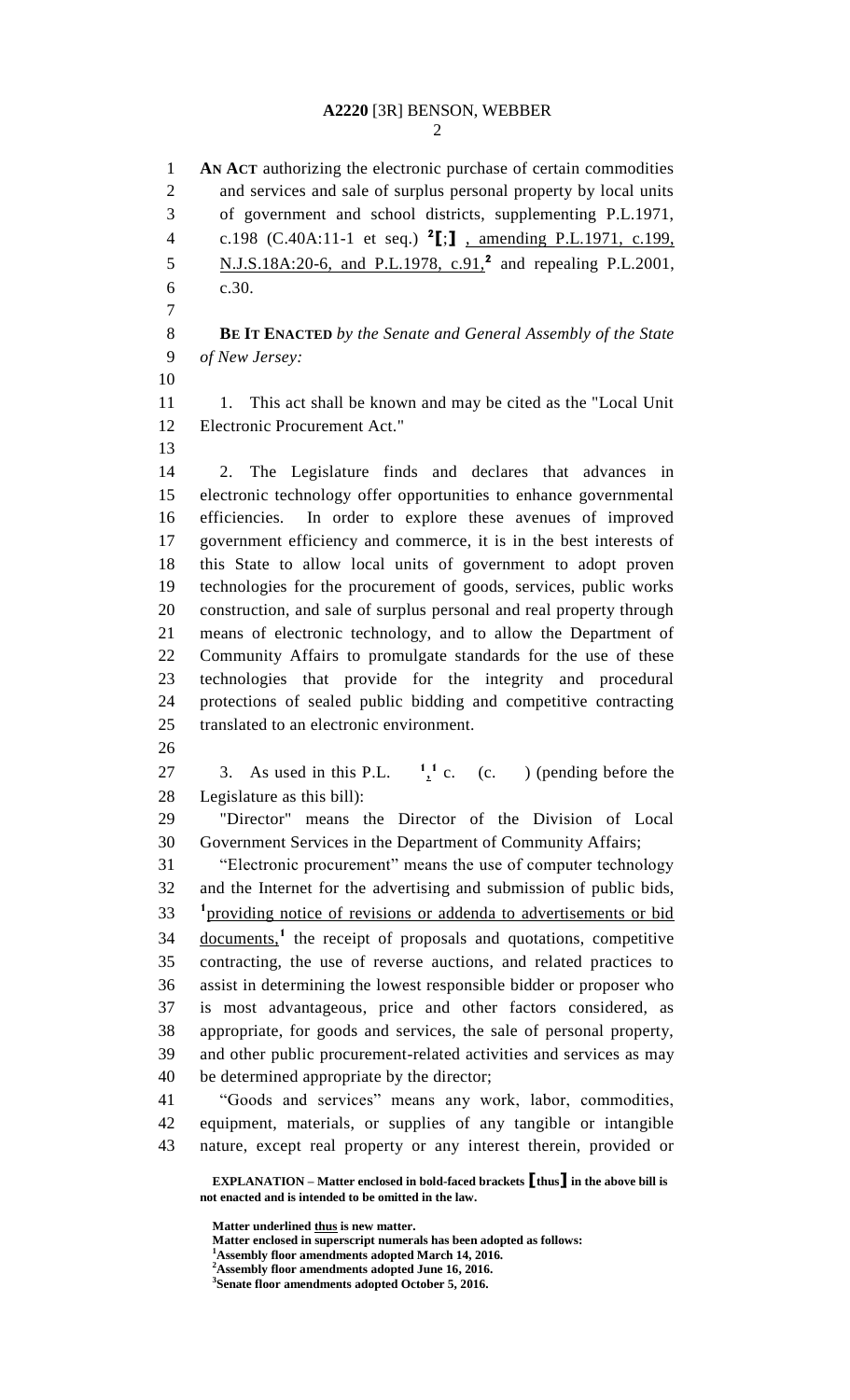**AN ACT** authorizing the electronic purchase of certain commodities and services and sale of surplus personal property by local units of government and school districts, supplementing P.L.1971, c.198 (C.40A:11-1 et seq.) [2]**[**;**]** , amending P.L.1971, c.199, N.J.S.18A:20-6, and P.L.1978, c.91,[2] and repealing P.L.2001, c.30.

**BE IT ENACTED** *by the Senate and General Assembly of the State of New Jersey:*

1. This act shall be known and may be cited as the "Local Unit Electronic Procurement Act."

2. The Legislature finds and declares that advances in electronic technology offer opportunities to enhance governmental efficiencies. In order to explore these avenues of improved government efficiency and commerce, it is in the best interests of this State to allow local units of government to adopt proven technologies for the procurement of goods, services, public works construction, and sale of surplus personal and real property through means of electronic technology, and to allow the Department of Community Affairs to promulgate standards for the use of these technologies that provide for the integrity and procedural protections of sealed public bidding and competitive contracting translated to an electronic environment.

3. As used in this P.L. [1],[1] c. (c. ) (pending before the Legislature as this bill):

"Director" means the Director of the Division of Local Government Services in the Department of Community Affairs;

"Electronic procurement" means the use of computer technology and the Internet for the advertising and submission of public bids, [1]providing notice of revisions or addenda to advertisements or bid documents,[1] the receipt of proposals and quotations, competitive contracting, the use of reverse auctions, and related practices to assist in determining the lowest responsible bidder or proposer who is most advantageous, price and other factors considered, as appropriate, for goods and services, the sale of personal property, and other public procurement-related activities and services as may be determined appropriate by the director;

"Goods and services" means any work, labor, commodities, equipment, materials, or supplies of any tangible or intangible nature, except real property or any interest therein, provided or

**EXPLANATION – Matter enclosed in bold-faced brackets [thus] in the above bill is not enacted and is intended to be omitted in the law.**

**Matter underlined thus is new matter.**
**Matter enclosed in superscript numerals has been adopted as follows:**
[1]**Assembly floor amendments adopted March 14, 2016.**
[2]**Assembly floor amendments adopted June 16, 2016.**
[3]**Senate floor amendments adopted October 5, 2016.**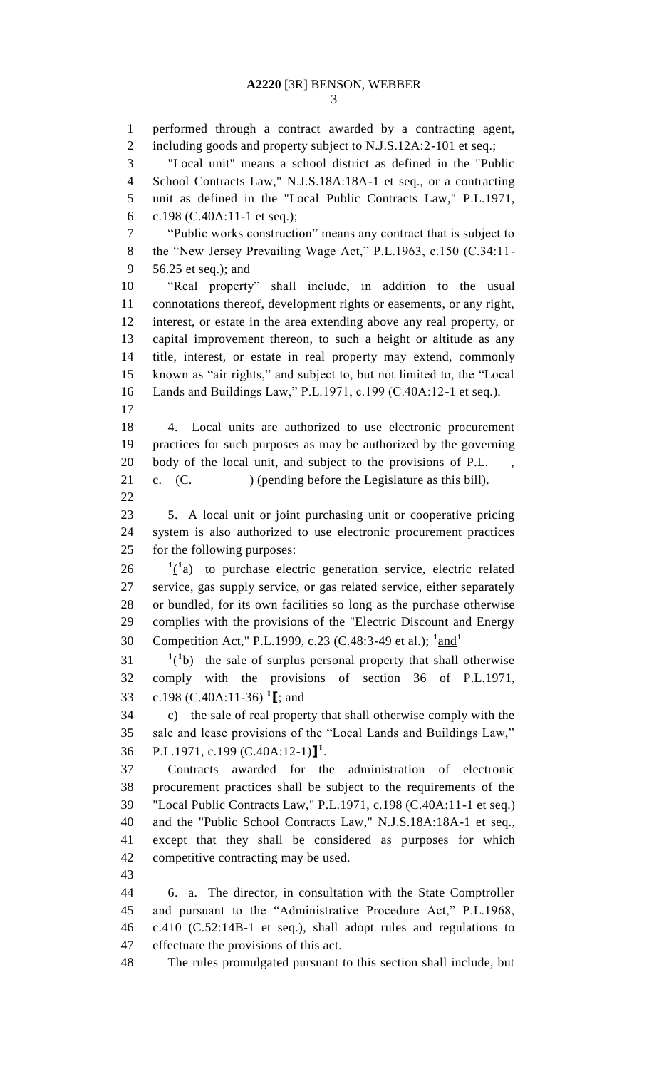performed through a contract awarded by a contracting agent, including goods and property subject to N.J.S.12A:2-101 et seq.;

"Local unit" means a school district as defined in the "Public School Contracts Law," N.J.S.18A:18A-1 et seq., or a contracting unit as defined in the "Local Public Contracts Law," P.L.1971, c.198 (C.40A:11-1 et seq.);

"Public works construction" means any contract that is subject to the "New Jersey Prevailing Wage Act," P.L.1963, c.150 (C.34:11-56.25 et seq.); and

"Real property" shall include, in addition to the usual connotations thereof, development rights or easements, or any right, interest, or estate in the area extending above any real property, or capital improvement thereon, to such a height or altitude as any title, interest, or estate in real property may extend, commonly known as "air rights," and subject to, but not limited to, the "Local Lands and Buildings Law," P.L.1971, c.199 (C.40A:12-1 et seq.).

4. Local units are authorized to use electronic procurement practices for such purposes as may be authorized by the governing body of the local unit, and subject to the provisions of P.L. , c. (C. ) (pending before the Legislature as this bill).

5. A local unit or joint purchasing unit or cooperative pricing system is also authorized to use electronic procurement practices for the following purposes:

[1](a)[1] ~~(~~[1]a) to purchase electric generation service, electric related service, gas supply service, or gas related service, either separately or bundled, for its own facilities so long as the purchase otherwise complies with the provisions of the "Electric Discount and Energy Competition Act," P.L.1999, c.23 (C.48:3-49 et al.); [1]and[1]

[1](~~(~~[1]b) the sale of surplus personal property that shall otherwise comply with the provisions of section 36 of P.L.1971, c.198 (C.40A:11-36) [1]**[**; and

c) the sale of real property that shall otherwise comply with the sale and lease provisions of the "Local Lands and Buildings Law," P.L.1971, c.199 (C.40A:12-1)**]**[1].

Contracts awarded for the administration of electronic procurement practices shall be subject to the requirements of the "Local Public Contracts Law," P.L.1971, c.198 (C.40A:11-1 et seq.) and the "Public School Contracts Law," N.J.S.18A:18A-1 et seq., except that they shall be considered as purposes for which competitive contracting may be used.

6. a. The director, in consultation with the State Comptroller and pursuant to the "Administrative Procedure Act," P.L.1968, c.410 (C.52:14B-1 et seq.), shall adopt rules and regulations to effectuate the provisions of this act.

The rules promulgated pursuant to this section shall include, but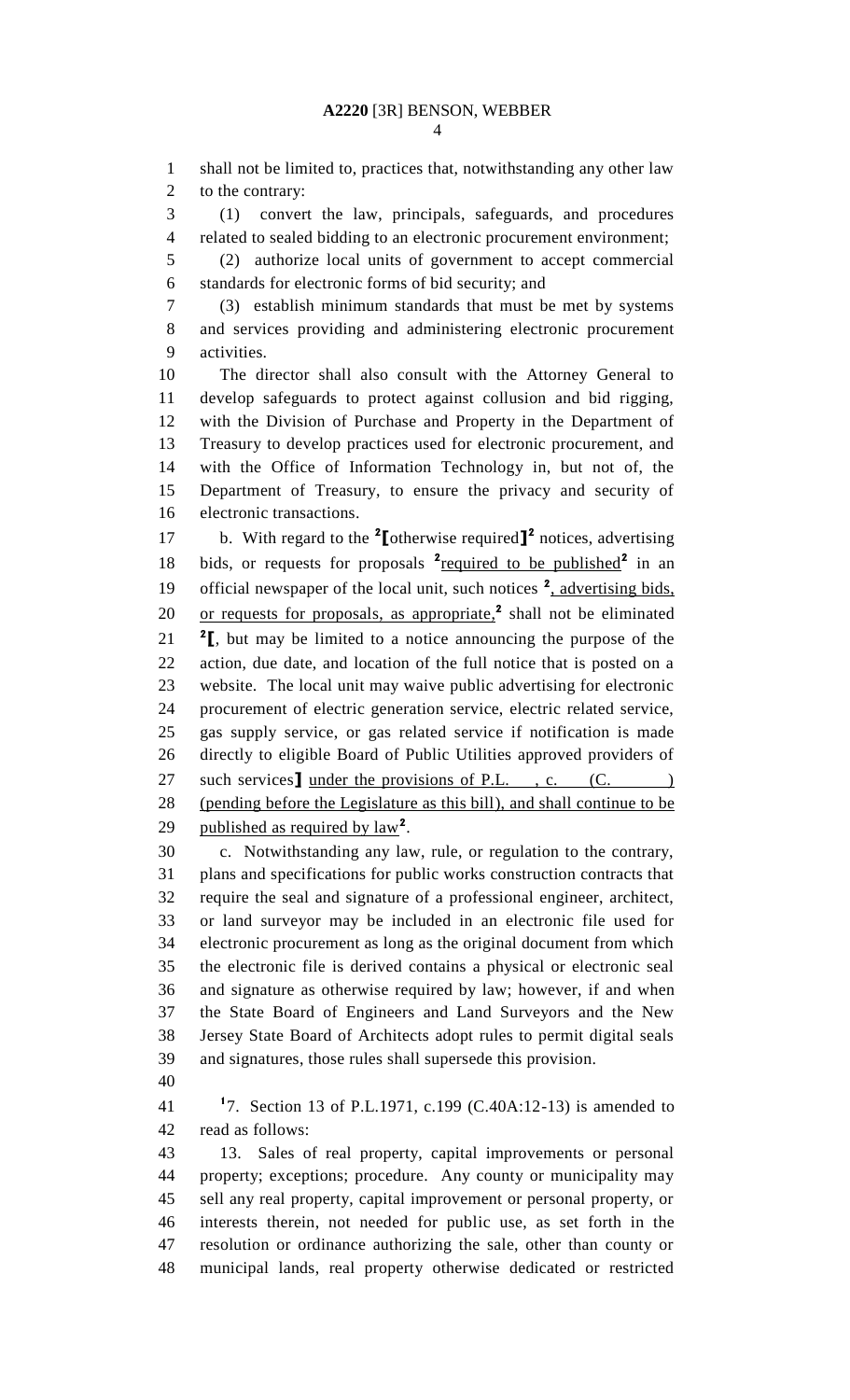shall not be limited to, practices that, notwithstanding any other law to the contrary:

(1) convert the law, principals, safeguards, and procedures related to sealed bidding to an electronic procurement environment;

(2) authorize local units of government to accept commercial standards for electronic forms of bid security; and

(3) establish minimum standards that must be met by systems and services providing and administering electronic procurement activities.

The director shall also consult with the Attorney General to develop safeguards to protect against collusion and bid rigging, with the Division of Purchase and Property in the Department of Treasury to develop practices used for electronic procurement, and with the Office of Information Technology in, but not of, the Department of Treasury, to ensure the privacy and security of electronic transactions.

b. With regard to the [2][otherwise required][2] notices, advertising bids, or requests for proposals [2]required to be published[2] in an official newspaper of the local unit, such notices [2], advertising bids, or requests for proposals, as appropriate,[2] shall not be eliminated [2][, but may be limited to a notice announcing the purpose of the action, due date, and location of the full notice that is posted on a website. The local unit may waive public advertising for electronic procurement of electric generation service, electric related service, gas supply service, or gas related service if notification is made directly to eligible Board of Public Utilities approved providers of such services] under the provisions of P.L. , c. (C. ) (pending before the Legislature as this bill), and shall continue to be published as required by law[2].

c. Notwithstanding any law, rule, or regulation to the contrary, plans and specifications for public works construction contracts that require the seal and signature of a professional engineer, architect, or land surveyor may be included in an electronic file used for electronic procurement as long as the original document from which the electronic file is derived contains a physical or electronic seal and signature as otherwise required by law; however, if and when the State Board of Engineers and Land Surveyors and the New Jersey State Board of Architects adopt rules to permit digital seals and signatures, those rules shall supersede this provision.

[1]7. Section 13 of P.L.1971, c.199 (C.40A:12-13) is amended to read as follows:

13. Sales of real property, capital improvements or personal property; exceptions; procedure. Any county or municipality may sell any real property, capital improvement or personal property, or interests therein, not needed for public use, as set forth in the resolution or ordinance authorizing the sale, other than county or municipal lands, real property otherwise dedicated or restricted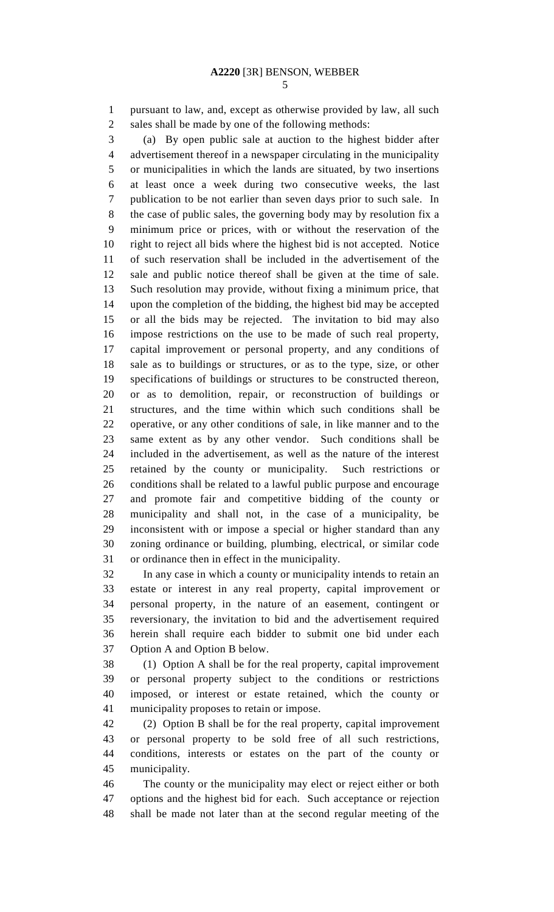pursuant to law, and, except as otherwise provided by law, all such sales shall be made by one of the following methods:

(a) By open public sale at auction to the highest bidder after advertisement thereof in a newspaper circulating in the municipality or municipalities in which the lands are situated, by two insertions at least once a week during two consecutive weeks, the last publication to be not earlier than seven days prior to such sale. In the case of public sales, the governing body may by resolution fix a minimum price or prices, with or without the reservation of the right to reject all bids where the highest bid is not accepted. Notice of such reservation shall be included in the advertisement of the sale and public notice thereof shall be given at the time of sale. Such resolution may provide, without fixing a minimum price, that upon the completion of the bidding, the highest bid may be accepted or all the bids may be rejected. The invitation to bid may also impose restrictions on the use to be made of such real property, capital improvement or personal property, and any conditions of sale as to buildings or structures, or as to the type, size, or other specifications of buildings or structures to be constructed thereon, or as to demolition, repair, or reconstruction of buildings or structures, and the time within which such conditions shall be operative, or any other conditions of sale, in like manner and to the same extent as by any other vendor. Such conditions shall be included in the advertisement, as well as the nature of the interest retained by the county or municipality. Such restrictions or conditions shall be related to a lawful public purpose and encourage and promote fair and competitive bidding of the county or municipality and shall not, in the case of a municipality, be inconsistent with or impose a special or higher standard than any zoning ordinance or building, plumbing, electrical, or similar code or ordinance then in effect in the municipality.

In any case in which a county or municipality intends to retain an estate or interest in any real property, capital improvement or personal property, in the nature of an easement, contingent or reversionary, the invitation to bid and the advertisement required herein shall require each bidder to submit one bid under each Option A and Option B below.

(1) Option A shall be for the real property, capital improvement or personal property subject to the conditions or restrictions imposed, or interest or estate retained, which the county or municipality proposes to retain or impose.

(2) Option B shall be for the real property, capital improvement or personal property to be sold free of all such restrictions, conditions, interests or estates on the part of the county or municipality.

The county or the municipality may elect or reject either or both options and the highest bid for each. Such acceptance or rejection shall be made not later than at the second regular meeting of the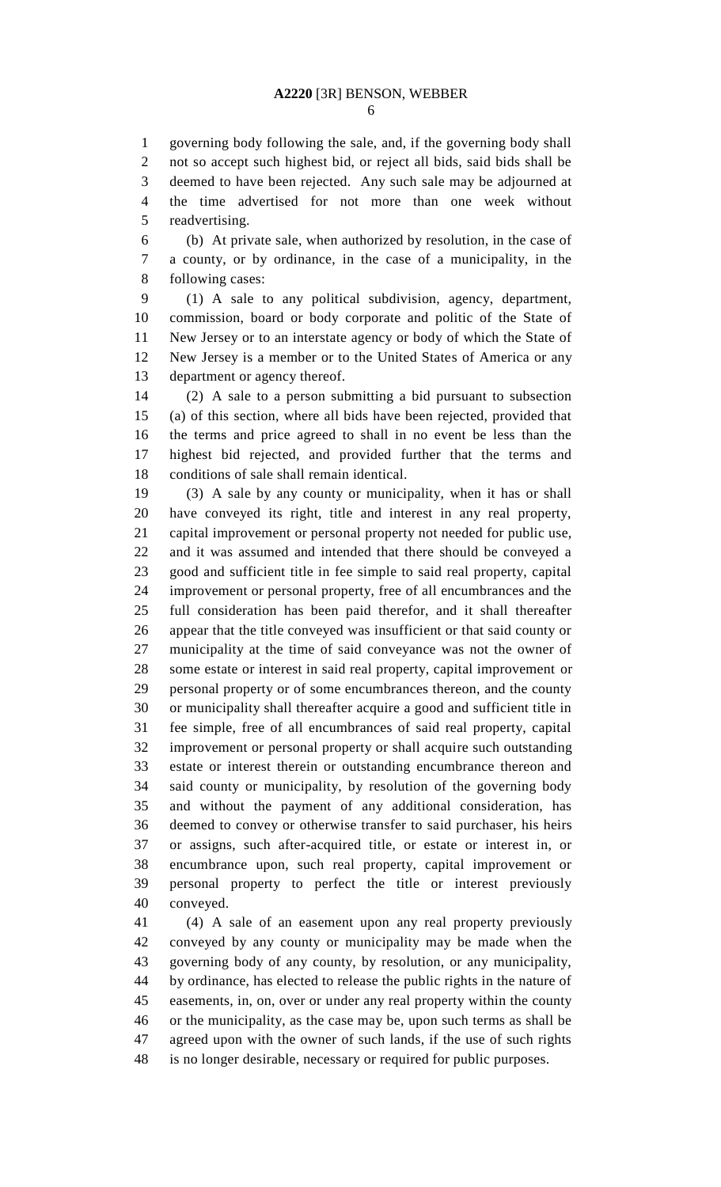governing body following the sale, and, if the governing body shall not so accept such highest bid, or reject all bids, said bids shall be deemed to have been rejected. Any such sale may be adjourned at the time advertised for not more than one week without readvertising.

(b) At private sale, when authorized by resolution, in the case of a county, or by ordinance, in the case of a municipality, in the following cases:

(1) A sale to any political subdivision, agency, department, commission, board or body corporate and politic of the State of New Jersey or to an interstate agency or body of which the State of New Jersey is a member or to the United States of America or any department or agency thereof.

(2) A sale to a person submitting a bid pursuant to subsection (a) of this section, where all bids have been rejected, provided that the terms and price agreed to shall in no event be less than the highest bid rejected, and provided further that the terms and conditions of sale shall remain identical.

(3) A sale by any county or municipality, when it has or shall have conveyed its right, title and interest in any real property, capital improvement or personal property not needed for public use, and it was assumed and intended that there should be conveyed a good and sufficient title in fee simple to said real property, capital improvement or personal property, free of all encumbrances and the full consideration has been paid therefor, and it shall thereafter appear that the title conveyed was insufficient or that said county or municipality at the time of said conveyance was not the owner of some estate or interest in said real property, capital improvement or personal property or of some encumbrances thereon, and the county or municipality shall thereafter acquire a good and sufficient title in fee simple, free of all encumbrances of said real property, capital improvement or personal property or shall acquire such outstanding estate or interest therein or outstanding encumbrance thereon and said county or municipality, by resolution of the governing body and without the payment of any additional consideration, has deemed to convey or otherwise transfer to said purchaser, his heirs or assigns, such after-acquired title, or estate or interest in, or encumbrance upon, such real property, capital improvement or personal property to perfect the title or interest previously conveyed.

(4) A sale of an easement upon any real property previously conveyed by any county or municipality may be made when the governing body of any county, by resolution, or any municipality, by ordinance, has elected to release the public rights in the nature of easements, in, on, over or under any real property within the county or the municipality, as the case may be, upon such terms as shall be agreed upon with the owner of such lands, if the use of such rights is no longer desirable, necessary or required for public purposes.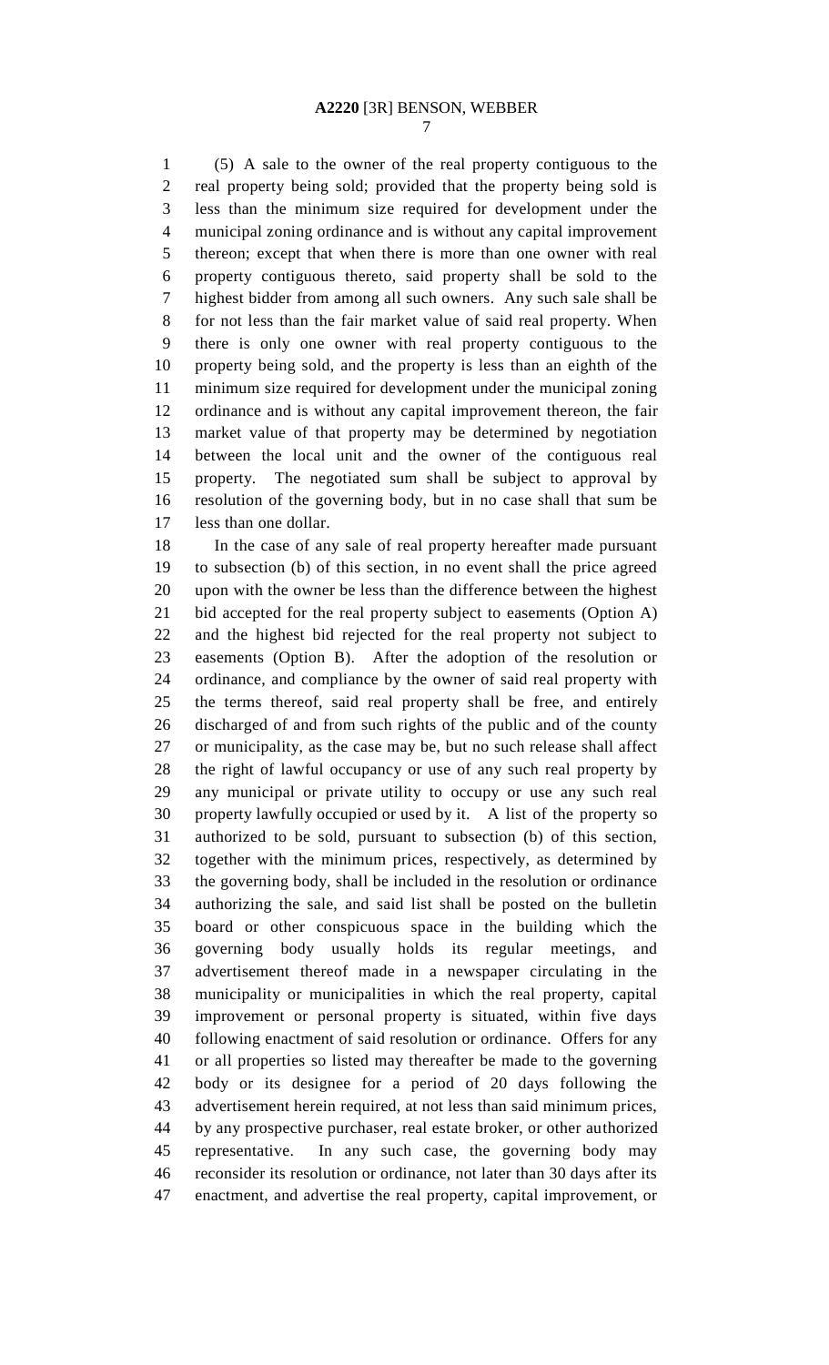(5) A sale to the owner of the real property contiguous to the real property being sold; provided that the property being sold is less than the minimum size required for development under the municipal zoning ordinance and is without any capital improvement thereon; except that when there is more than one owner with real property contiguous thereto, said property shall be sold to the highest bidder from among all such owners. Any such sale shall be for not less than the fair market value of said real property. When there is only one owner with real property contiguous to the property being sold, and the property is less than an eighth of the minimum size required for development under the municipal zoning ordinance and is without any capital improvement thereon, the fair market value of that property may be determined by negotiation between the local unit and the owner of the contiguous real property. The negotiated sum shall be subject to approval by resolution of the governing body, but in no case shall that sum be less than one dollar.

In the case of any sale of real property hereafter made pursuant to subsection (b) of this section, in no event shall the price agreed upon with the owner be less than the difference between the highest bid accepted for the real property subject to easements (Option A) and the highest bid rejected for the real property not subject to easements (Option B). After the adoption of the resolution or ordinance, and compliance by the owner of said real property with the terms thereof, said real property shall be free, and entirely discharged of and from such rights of the public and of the county or municipality, as the case may be, but no such release shall affect the right of lawful occupancy or use of any such real property by any municipal or private utility to occupy or use any such real property lawfully occupied or used by it. A list of the property so authorized to be sold, pursuant to subsection (b) of this section, together with the minimum prices, respectively, as determined by the governing body, shall be included in the resolution or ordinance authorizing the sale, and said list shall be posted on the bulletin board or other conspicuous space in the building which the governing body usually holds its regular meetings, and advertisement thereof made in a newspaper circulating in the municipality or municipalities in which the real property, capital improvement or personal property is situated, within five days following enactment of said resolution or ordinance. Offers for any or all properties so listed may thereafter be made to the governing body or its designee for a period of 20 days following the advertisement herein required, at not less than said minimum prices, by any prospective purchaser, real estate broker, or other authorized representative. In any such case, the governing body may reconsider its resolution or ordinance, not later than 30 days after its enactment, and advertise the real property, capital improvement, or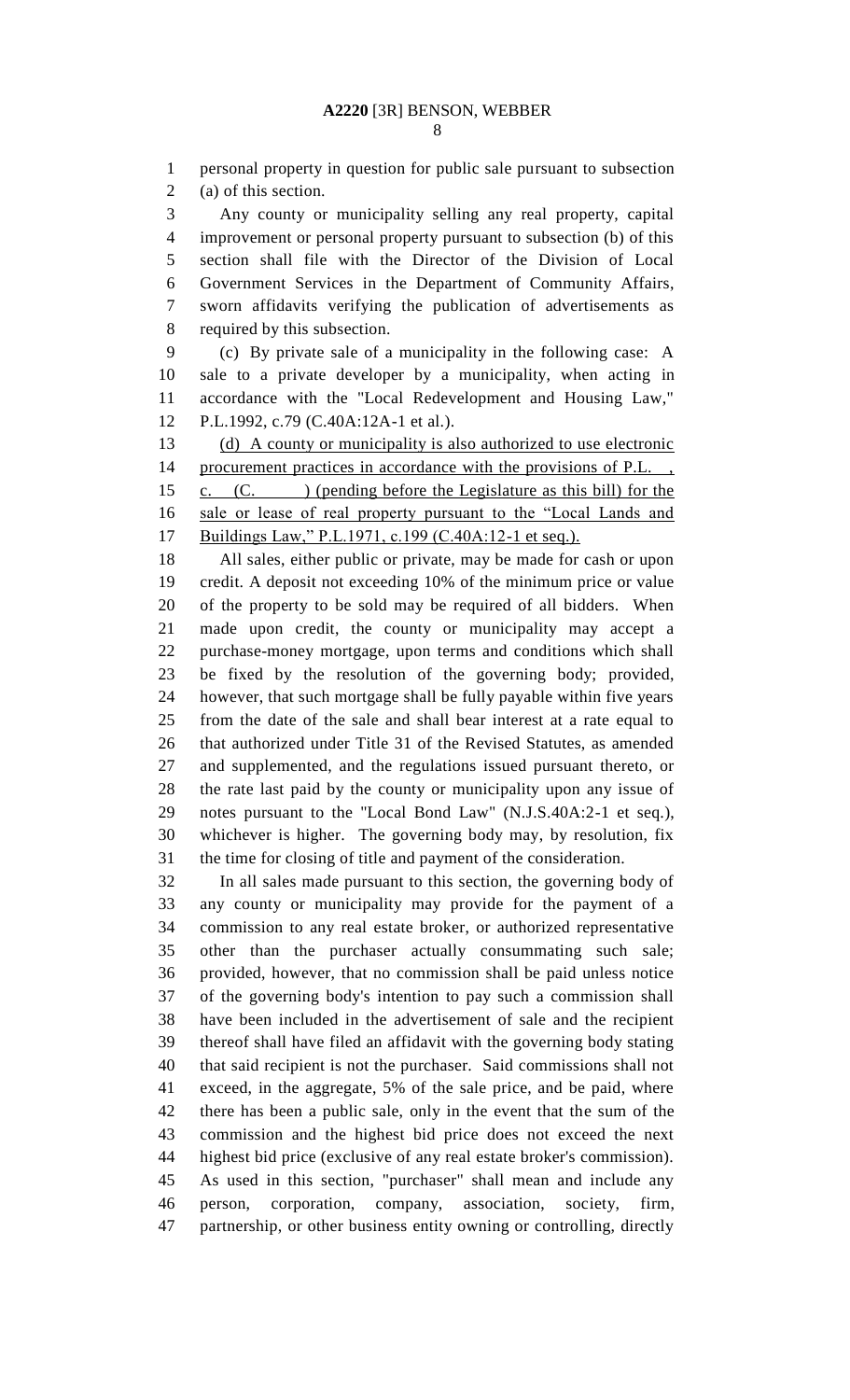personal property in question for public sale pursuant to subsection (a) of this section.

Any county or municipality selling any real property, capital improvement or personal property pursuant to subsection (b) of this section shall file with the Director of the Division of Local Government Services in the Department of Community Affairs, sworn affidavits verifying the publication of advertisements as required by this subsection.

(c) By private sale of a municipality in the following case: A sale to a private developer by a municipality, when acting in accordance with the "Local Redevelopment and Housing Law," P.L.1992, c.79 (C.40A:12A-1 et al.).

<u>(d) A county or municipality is also authorized to use electronic procurement practices in accordance with the provisions of P.L. , c. (C. ) (pending before the Legislature as this bill) for the sale or lease of real property pursuant to the "Local Lands and Buildings Law," P.L.1971, c.199 (C.40A:12-1 et seq.).</u>

All sales, either public or private, may be made for cash or upon credit. A deposit not exceeding 10% of the minimum price or value of the property to be sold may be required of all bidders. When made upon credit, the county or municipality may accept a purchase-money mortgage, upon terms and conditions which shall be fixed by the resolution of the governing body; provided, however, that such mortgage shall be fully payable within five years from the date of the sale and shall bear interest at a rate equal to that authorized under Title 31 of the Revised Statutes, as amended and supplemented, and the regulations issued pursuant thereto, or the rate last paid by the county or municipality upon any issue of notes pursuant to the "Local Bond Law" (N.J.S.40A:2-1 et seq.), whichever is higher. The governing body may, by resolution, fix the time for closing of title and payment of the consideration.

In all sales made pursuant to this section, the governing body of any county or municipality may provide for the payment of a commission to any real estate broker, or authorized representative other than the purchaser actually consummating such sale; provided, however, that no commission shall be paid unless notice of the governing body's intention to pay such a commission shall have been included in the advertisement of sale and the recipient thereof shall have filed an affidavit with the governing body stating that said recipient is not the purchaser. Said commissions shall not exceed, in the aggregate, 5% of the sale price, and be paid, where there has been a public sale, only in the event that the sum of the commission and the highest bid price does not exceed the next highest bid price (exclusive of any real estate broker's commission). As used in this section, "purchaser" shall mean and include any person, corporation, company, association, society, firm, partnership, or other business entity owning or controlling, directly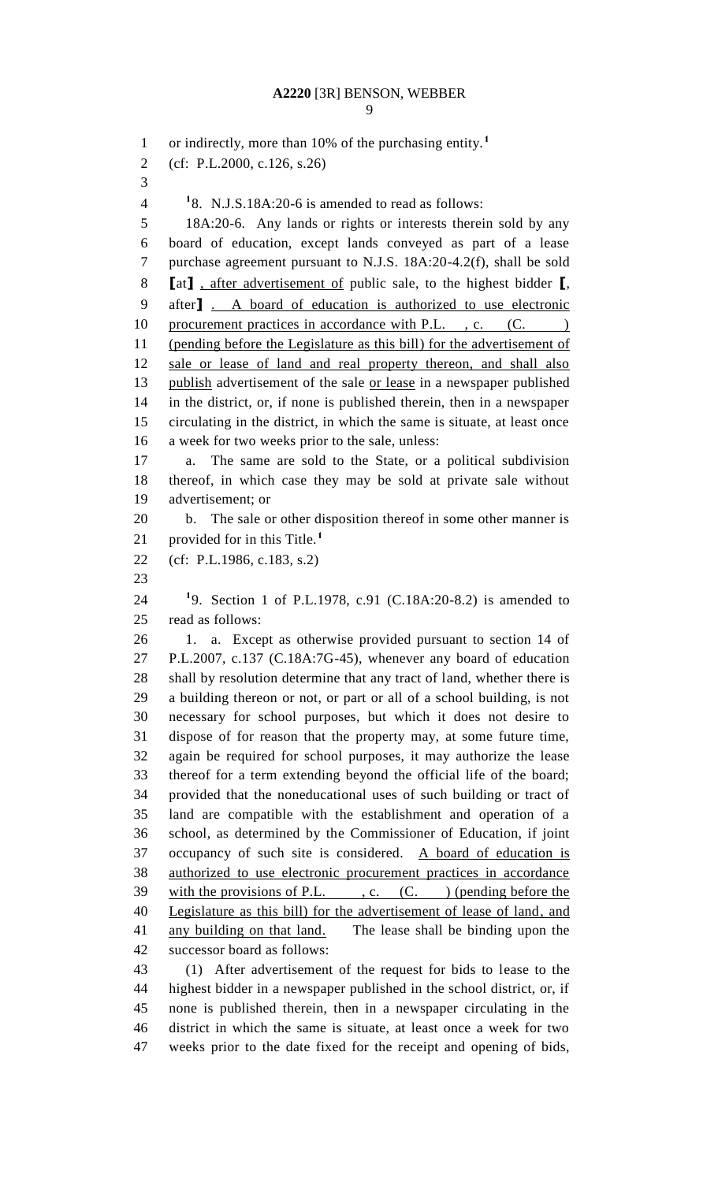or indirectly, more than 10% of the purchasing entity.[1]

(cf: P.L.2000, c.126, s.26)

[1]8. N.J.S.18A:20-6 is amended to read as follows:

18A:20-6. Any lands or rights or interests therein sold by any board of education, except lands conveyed as part of a lease purchase agreement pursuant to N.J.S. 18A:20-4.2(f), shall be sold [at] , after advertisement of public sale, to the highest bidder [, after] . A board of education is authorized to use electronic procurement practices in accordance with P.L. , c. (C. ) (pending before the Legislature as this bill) for the advertisement of sale or lease of land and real property thereon, and shall also publish advertisement of the sale or lease in a newspaper published in the district, or, if none is published therein, then in a newspaper circulating in the district, in which the same is situate, at least once a week for two weeks prior to the sale, unless:

a. The same are sold to the State, or a political subdivision thereof, in which case they may be sold at private sale without advertisement; or

b. The sale or other disposition thereof in some other manner is provided for in this Title.[1]

(cf: P.L.1986, c.183, s.2)

[1]9. Section 1 of P.L.1978, c.91 (C.18A:20-8.2) is amended to read as follows:

1. a. Except as otherwise provided pursuant to section 14 of P.L.2007, c.137 (C.18A:7G-45), whenever any board of education shall by resolution determine that any tract of land, whether there is a building thereon or not, or part or all of a school building, is not necessary for school purposes, but which it does not desire to dispose of for reason that the property may, at some future time, again be required for school purposes, it may authorize the lease thereof for a term extending beyond the official life of the board; provided that the noneducational uses of such building or tract of land are compatible with the establishment and operation of a school, as determined by the Commissioner of Education, if joint occupancy of such site is considered. A board of education is authorized to use electronic procurement practices in accordance with the provisions of P.L. , c. (C. ) (pending before the Legislature as this bill) for the advertisement of lease of land, and any building on that land. The lease shall be binding upon the successor board as follows:

(1) After advertisement of the request for bids to lease to the highest bidder in a newspaper published in the school district, or, if none is published therein, then in a newspaper circulating in the district in which the same is situate, at least once a week for two weeks prior to the date fixed for the receipt and opening of bids,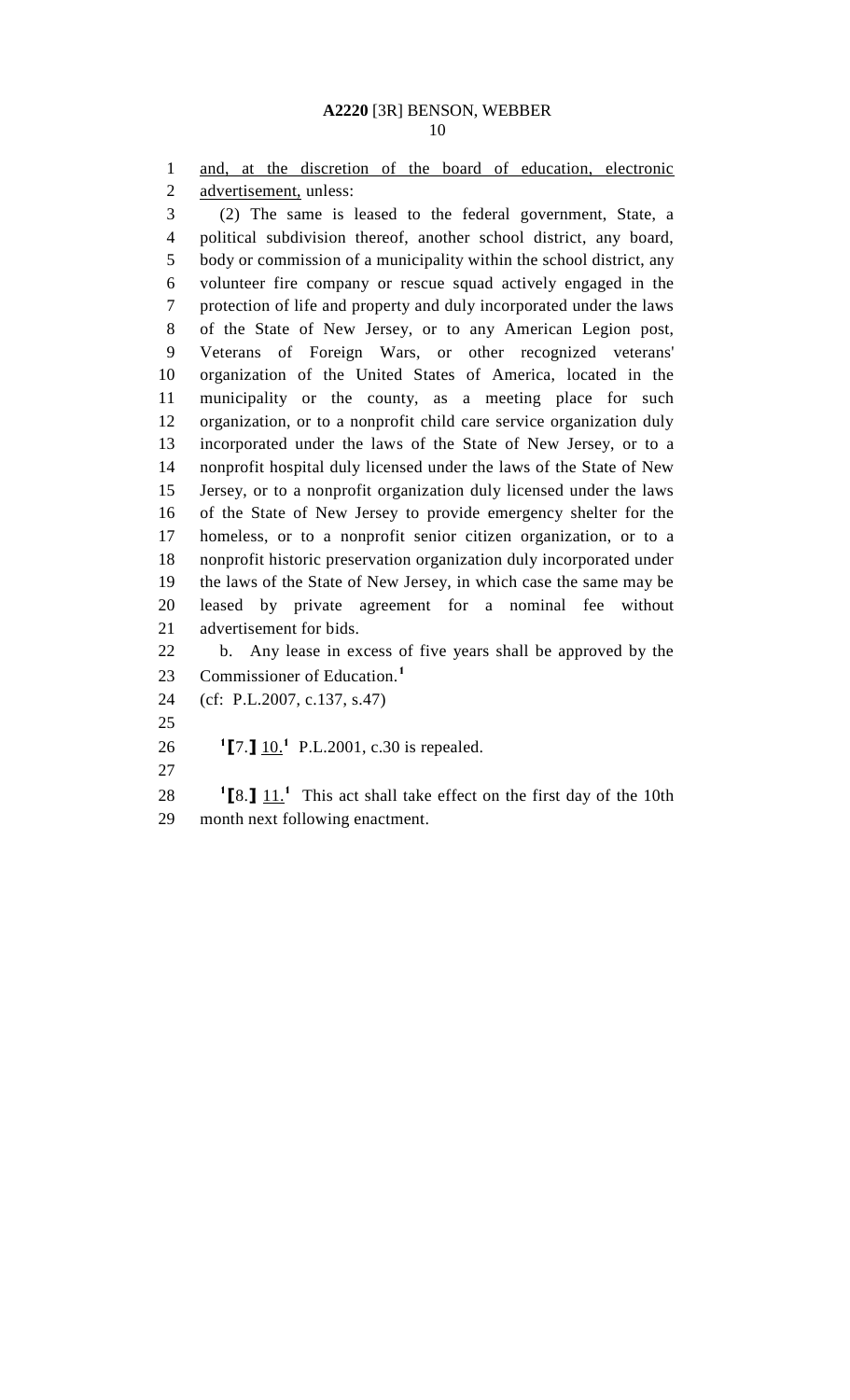and, at the discretion of the board of education, electronic advertisement, unless:

(2) The same is leased to the federal government, State, a political subdivision thereof, another school district, any board, body or commission of a municipality within the school district, any volunteer fire company or rescue squad actively engaged in the protection of life and property and duly incorporated under the laws of the State of New Jersey, or to any American Legion post, Veterans of Foreign Wars, or other recognized veterans' organization of the United States of America, located in the municipality or the county, as a meeting place for such organization, or to a nonprofit child care service organization duly incorporated under the laws of the State of New Jersey, or to a nonprofit hospital duly licensed under the laws of the State of New Jersey, or to a nonprofit organization duly licensed under the laws of the State of New Jersey to provide emergency shelter for the homeless, or to a nonprofit senior citizen organization, or to a nonprofit historic preservation organization duly incorporated under the laws of the State of New Jersey, in which case the same may be leased by private agreement for a nominal fee without advertisement for bids.

b. Any lease in excess of five years shall be approved by the Commissioner of Education.[1]

(cf: P.L.2007, c.137, s.47)

[1]**[**7.**]** 10.[1] P.L.2001, c.30 is repealed.

[1]**[**8.**]** 11.[1] This act shall take effect on the first day of the 10th month next following enactment.